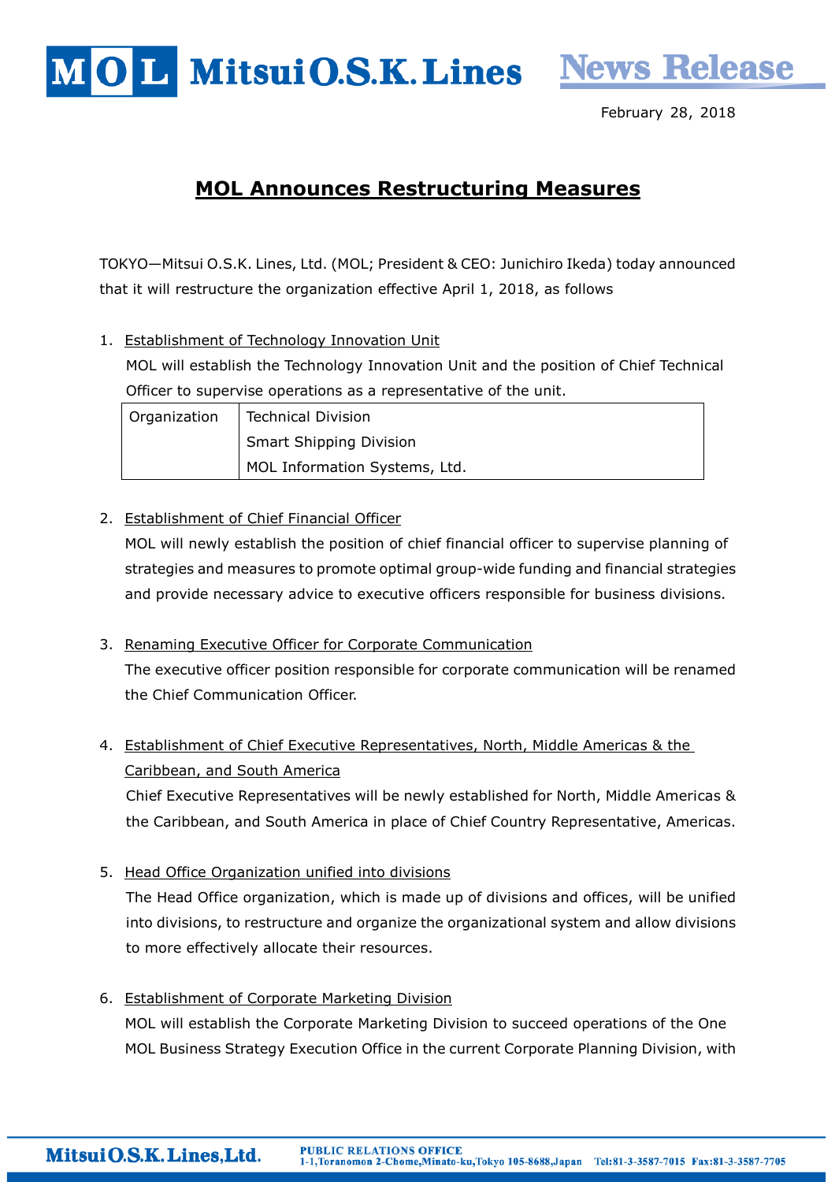February 28, 2018

# MOL Announces Restructuring Measures

TOKYO—Mitsui O.S.K. Lines, Ltd. (MOL; President & CEO: Junichiro Ikeda) today announced that it will restructure the organization effective April 1, 2018, as follows

1. Establishment of Technology Innovation Unit

   MOL will establish the Technology Innovation Unit and the position of Chief Technical Officer to supervise operations as a representative of the unit.

| Organization | Technical Division |
|---|---|
| | Smart Shipping Division |
| | MOL Information Systems, Ltd. |

2. Establishment of Chief Financial Officer

   MOL will newly establish the position of chief financial officer to supervise planning of strategies and measures to promote optimal group-wide funding and financial strategies and provide necessary advice to executive officers responsible for business divisions.

3. Renaming Executive Officer for Corporate Communication

   The executive officer position responsible for corporate communication will be renamed the Chief Communication Officer.

4. Establishment of Chief Executive Representatives, North, Middle Americas & the Caribbean, and South America

   Chief Executive Representatives will be newly established for North, Middle Americas & the Caribbean, and South America in place of Chief Country Representative, Americas.

5. Head Office Organization unified into divisions

   The Head Office organization, which is made up of divisions and offices, will be unified into divisions, to restructure and organize the organizational system and allow divisions to more effectively allocate their resources.

6. Establishment of Corporate Marketing Division

   MOL will establish the Corporate Marketing Division to succeed operations of the One MOL Business Strategy Execution Office in the current Corporate Planning Division, with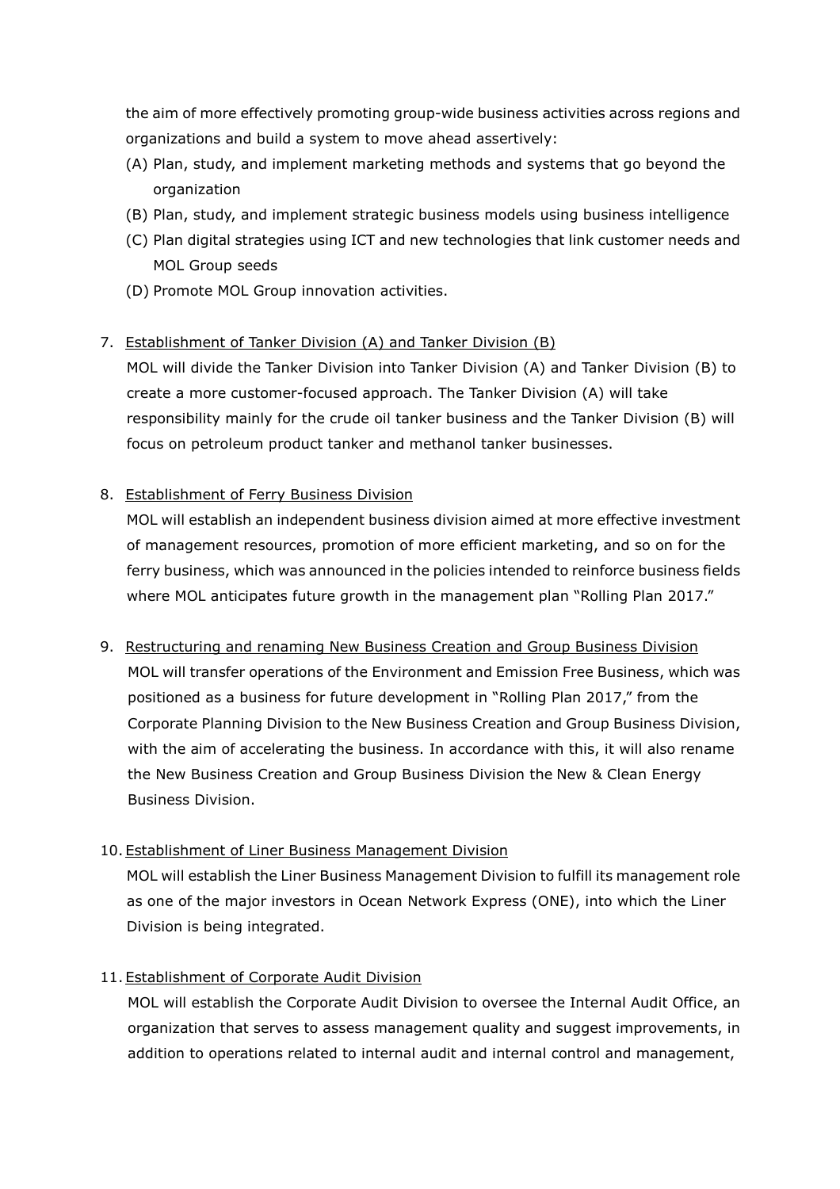the aim of more effectively promoting group-wide business activities across regions and organizations and build a system to move ahead assertively:

(A) Plan, study, and implement marketing methods and systems that go beyond the organization
(B) Plan, study, and implement strategic business models using business intelligence
(C) Plan digital strategies using ICT and new technologies that link customer needs and MOL Group seeds
(D) Promote MOL Group innovation activities.

7. Establishment of Tanker Division (A) and Tanker Division (B)

   MOL will divide the Tanker Division into Tanker Division (A) and Tanker Division (B) to create a more customer-focused approach. The Tanker Division (A) will take responsibility mainly for the crude oil tanker business and the Tanker Division (B) will focus on petroleum product tanker and methanol tanker businesses.

8. Establishment of Ferry Business Division

   MOL will establish an independent business division aimed at more effective investment of management resources, promotion of more efficient marketing, and so on for the ferry business, which was announced in the policies intended to reinforce business fields where MOL anticipates future growth in the management plan "Rolling Plan 2017."

9. Restructuring and renaming New Business Creation and Group Business Division

   MOL will transfer operations of the Environment and Emission Free Business, which was positioned as a business for future development in "Rolling Plan 2017," from the Corporate Planning Division to the New Business Creation and Group Business Division, with the aim of accelerating the business. In accordance with this, it will also rename the New Business Creation and Group Business Division the New & Clean Energy Business Division.

10. Establishment of Liner Business Management Division

    MOL will establish the Liner Business Management Division to fulfill its management role as one of the major investors in Ocean Network Express (ONE), into which the Liner Division is being integrated.

11. Establishment of Corporate Audit Division

    MOL will establish the Corporate Audit Division to oversee the Internal Audit Office, an organization that serves to assess management quality and suggest improvements, in addition to operations related to internal audit and internal control and management,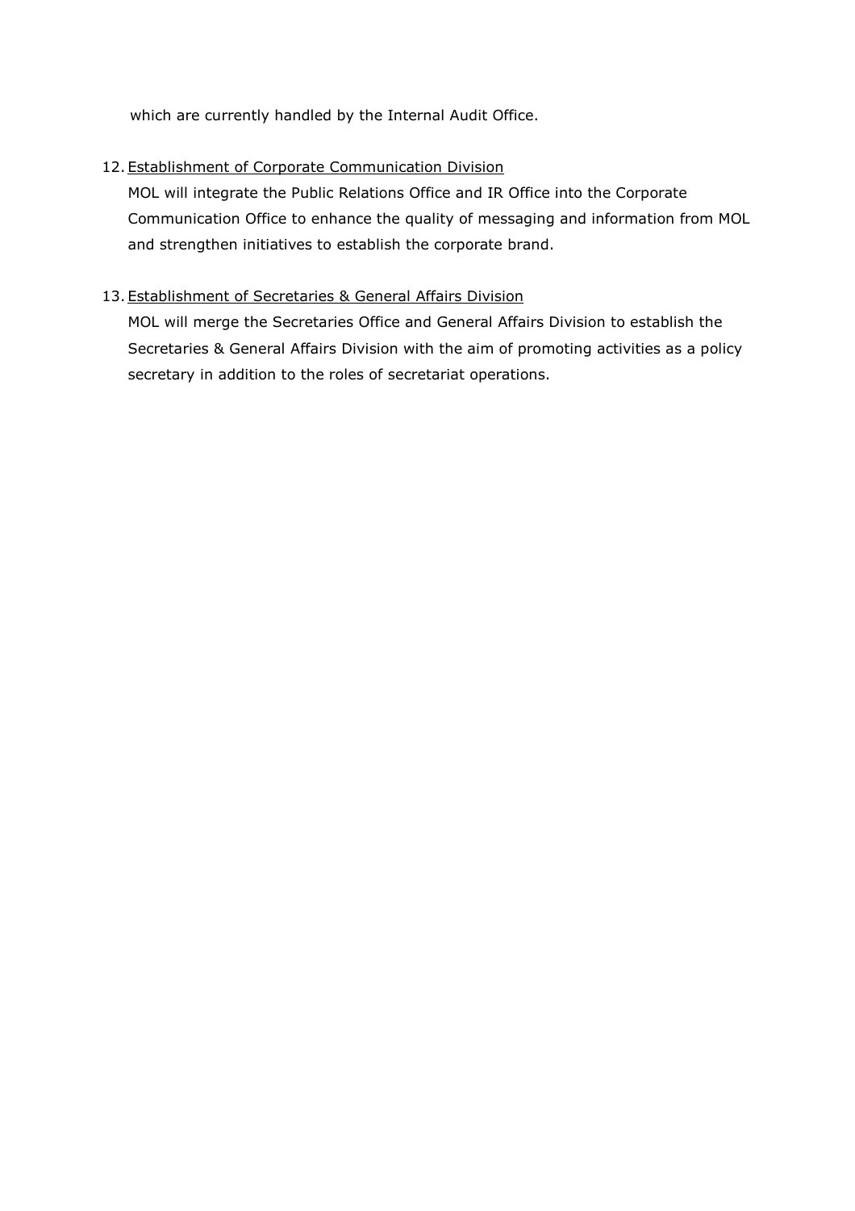which are currently handled by the Internal Audit Office.

12. Establishment of Corporate Communication Division

    MOL will integrate the Public Relations Office and IR Office into the Corporate Communication Office to enhance the quality of messaging and information from MOL and strengthen initiatives to establish the corporate brand.

13. Establishment of Secretaries & General Affairs Division

    MOL will merge the Secretaries Office and General Affairs Division to establish the Secretaries & General Affairs Division with the aim of promoting activities as a policy secretary in addition to the roles of secretariat operations.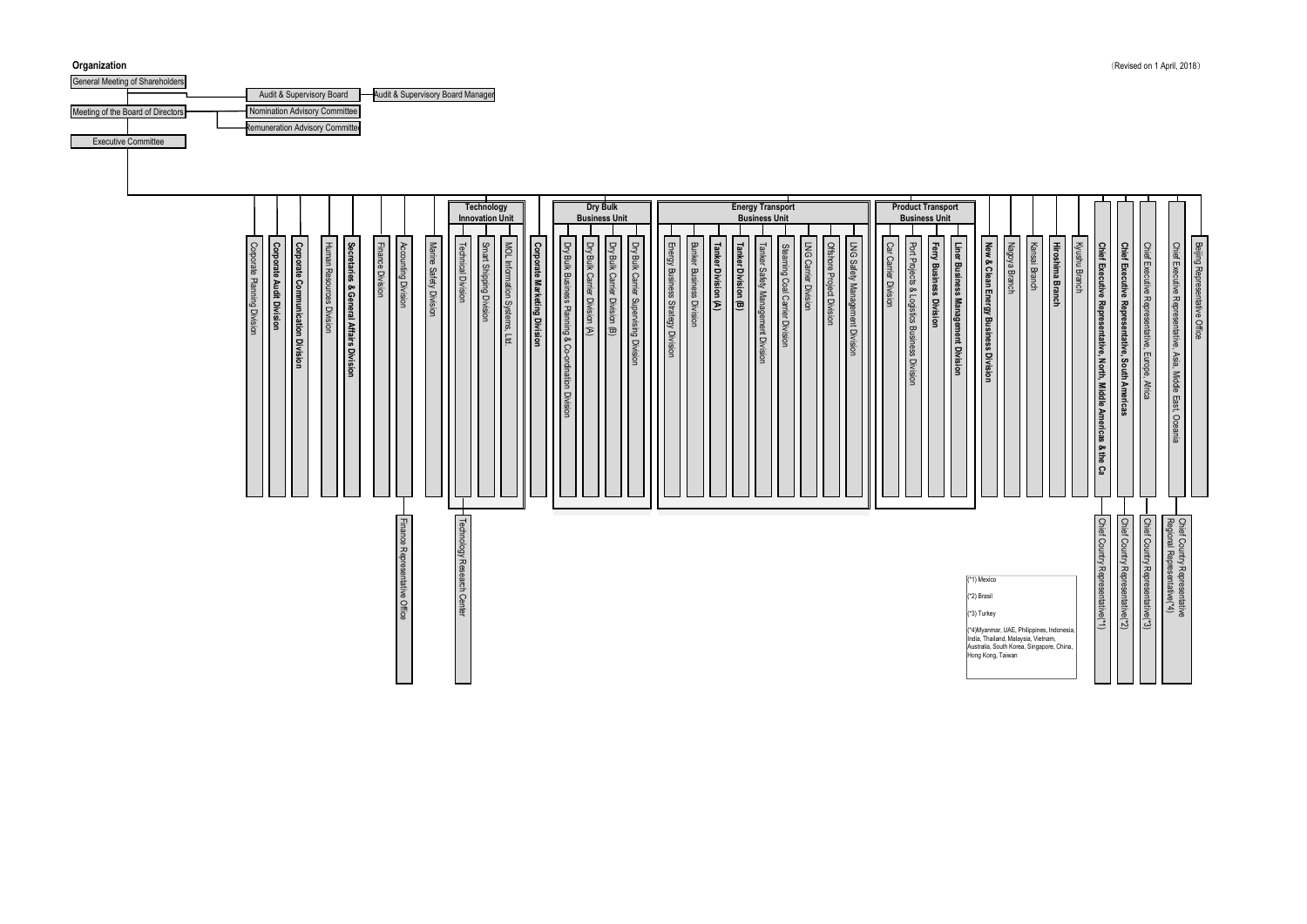# Organization

(Revised on 1 April, 2018)

- General Meeting of Shareholders
  - Audit & Supervisory Board
    - Audit & Supervisory Board Manager
- Meeting of the Board of Directors
  - Nomination Advisory Committee
  - Remuneration Advisory Committee
- Executive Committee
  - Corporate Planning Division
  - **Corporate Audit Division**
  - **Corporate Communication Division**
  - Human Resources Division
  - **Secretaries & General Affairs Division**
  - Finance Division
  - Accounting Division
    - Finance Representative Office
  - Marine Safety Division
  - **Technology Innovation Unit**
    - Technical Division
      - Technology Research Center
    - Smart Shipping Division
    - MOL Information Systems, Ltd.
  - **Corporate Marketing Division**
  - **Dry Bulk Business Unit**
    - Dry Bulk Business Planning & Co-ordination Division
    - Dry Bulk Carrier Division (A)
    - Dry Bulk Carrier Division (B)
    - Dry Bulk Carrier Supervising Division
  - **Energy Transport Business Unit**
    - Energy Business Strategy Division
    - Bunker Business Division
    - **Tanker Division (A)**
    - **Tanker Division (B)**
    - Tanker Safety Management Division
    - Steaming Coal Carrier Division
    - LNG Carrier Division
    - Offshore Project Division
    - LNG Safety Management Division
  - **Product Transport Business Unit**
    - Car Carrier Division
    - Port Projects & Logistics Business Division
    - **Ferry Business Division**
    - **Liner Business Management Division**
  - **New & Clean Energy Business Division**
  - Nagoya Branch
  - Kansai Branch
  - **Hiroshima Branch**
  - Kyushu Branch
  - **Chief Executive Representative, North, Middle Americas & the Ca**
    - Chief Country Representative(*1)
  - **Chief Executive Representative, South Americas**
    - Chief Country Representative(*2)
  - Chief Executive Representative, Europe, Africa
    - Chief Country Representative(*3)
  - Chief Executive Representative, Asia, Middle East, Oceania
    - Chief Country Representative Regional Representative(*4)
  - Beijing Representative Office

(*1) Mexico

(*2) Brasil

(*3) Turkey

(*4)Myanmar, UAE, Philippines, Indonesia, India, Thailand, Malaysia, Vietnam, Australia, South Korea, Singapore, China, Hong Kong, Taiwan